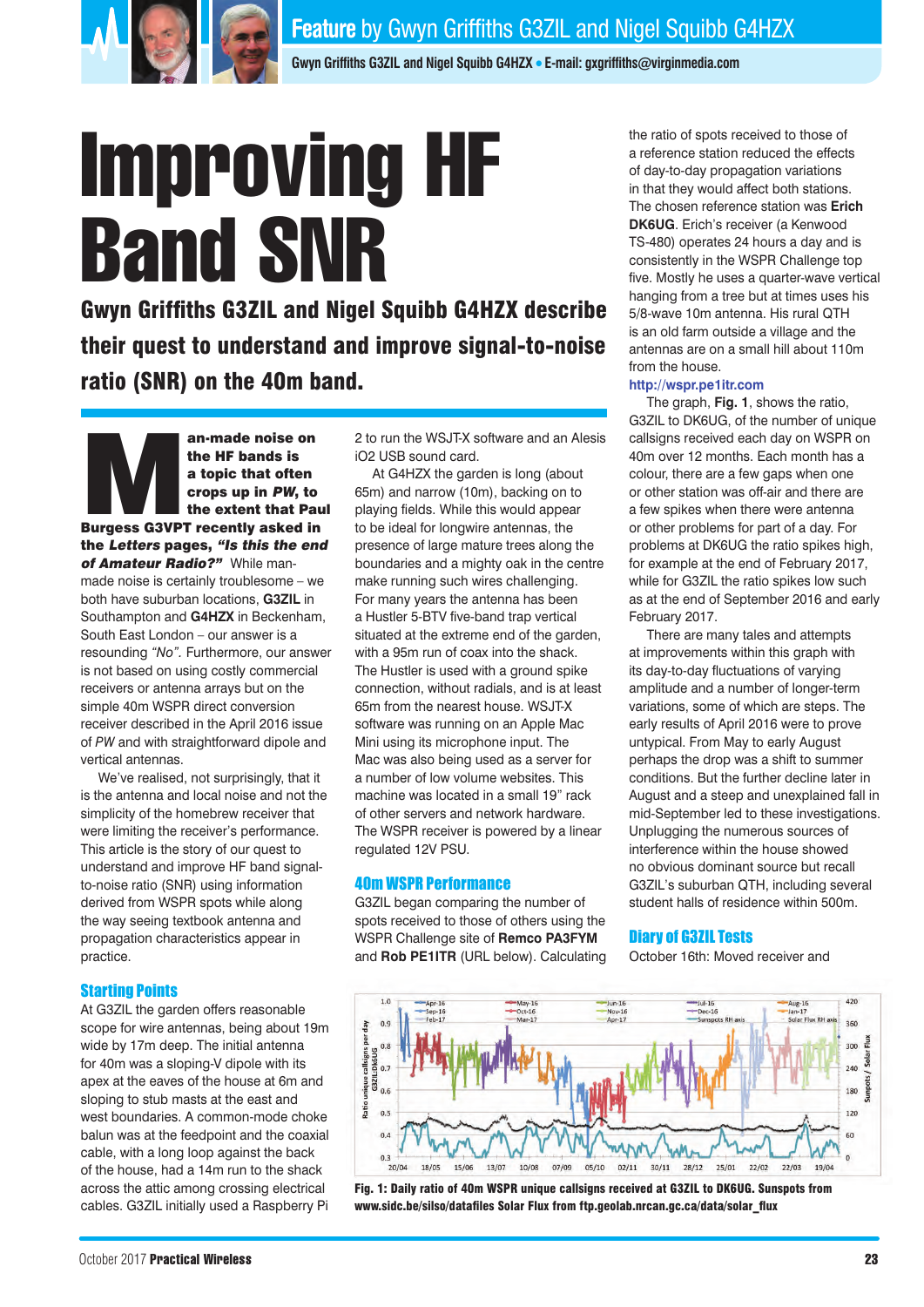Feature by Gwyn Griffiths G3ZIL and Nigel Squibb G4HZX

Gwyn Griffiths G3ZIL and Nigel Squibb G4HZX • E-mail: gxgriffiths@virginmedia.com

# Improving HF Band SNR

**Gwyn Griffiths G3ZIL and Nigel Squibb G4HZX describe their quest to understand and improve signal-to-noise ratio (SNR) on the 40m band.**

**Man-made noise on the HF bands is a topic that often crops up in *PW*, to the extent that Paul Burgess G3VPT recently asked in the *Letters* pages, *"Is this the end of Amateur Radio?"*** While man-made noise is certainly troublesome – we both have suburban locations, **G3ZIL** in Southampton and **G4HZX** in Beckenham, South East London – our answer is a resounding *"No"*. Furthermore, our answer is not based on using costly commercial receivers or antenna arrays but on the simple 40m WSPR direct conversion receiver described in the April 2016 issue of *PW* and with straightforward dipole and vertical antennas.

We've realised, not surprisingly, that it is the antenna and local noise and not the simplicity of the homebrew receiver that were limiting the receiver's performance. This article is the story of our quest to understand and improve HF band signal-to-noise ratio (SNR) using information derived from WSPR spots while along the way seeing textbook antenna and propagation characteristics appear in practice.

## Starting Points

At G3ZIL the garden offers reasonable scope for wire antennas, being about 19m wide by 17m deep. The initial antenna for 40m was a sloping-V dipole with its apex at the eaves of the house at 6m and sloping to stub masts at the east and west boundaries. A common-mode choke balun was at the feedpoint and the coaxial cable, with a long loop against the back of the house, had a 14m run to the shack across the attic among crossing electrical cables. G3ZIL initially used a Raspberry Pi 2 to run the WSJT-X software and an Alesis iO2 USB sound card.

At G4HZX the garden is long (about 65m) and narrow (10m), backing on to playing fields. While this would appear to be ideal for longwire antennas, the presence of large mature trees along the boundaries and a mighty oak in the centre make running such wires challenging. For many years the antenna has been a Hustler 5-BTV five-band trap vertical situated at the extreme end of the garden, with a 95m run of coax into the shack. The Hustler is used with a ground spike connection, without radials, and is at least 65m from the nearest house. WSJT-X software was running on an Apple Mac Mini using its microphone input. The Mac was also being used as a server for a number of low volume websites. This machine was located in a small 19" rack of other servers and network hardware. The WSPR receiver is powered by a linear regulated 12V PSU.

## 40m WSPR Performance

G3ZIL began comparing the number of spots received to those of others using the WSPR Challenge site of **Remco PA3FYM** and **Rob PE1ITR** (URL below). Calculating the ratio of spots received to those of a reference station reduced the effects of day-to-day propagation variations in that they would affect both stations. The chosen reference station was **Erich DK6UG**. Erich's receiver (a Kenwood TS-480) operates 24 hours a day and is consistently in the WSPR Challenge top five. Mostly he uses a quarter-wave vertical hanging from a tree but at times uses his 5/8-wave 10m antenna. His rural QTH is an old farm outside a village and the antennas are on a small hill about 110m from the house.

http://wspr.pe1itr.com

The graph, **Fig. 1**, shows the ratio, G3ZIL to DK6UG, of the number of unique callsigns received each day on WSPR on 40m over 12 months. Each month has a colour, there are a few gaps when one or other station was off-air and there are a few spikes when there were antenna or other problems for part of a day. For problems at DK6UG the ratio spikes high, for example at the end of February 2017, while for G3ZIL the ratio spikes low such as at the end of September 2016 and early February 2017.

There are many tales and attempts at improvements within this graph with its day-to-day fluctuations of varying amplitude and a number of longer-term variations, some of which are steps. The early results of April 2016 were to prove untypical. From May to early August perhaps the drop was a shift to summer conditions. But the further decline later in August and a steep and unexplained fall in mid-September led to these investigations. Unplugging the numerous sources of interference within the house showed no obvious dominant source but recall G3ZIL's suburban QTH, including several student halls of residence within 500m.

## Diary of G3ZIL Tests

October 16th: Moved receiver and

**Fig. 1: Daily ratio of 40m WSPR unique callsigns received at G3ZIL to DK6UG. Sunspots from www.sidc.be/silso/datafiles Solar Flux from ftp.geolab.nrcan.gc.ca/data/solar_flux**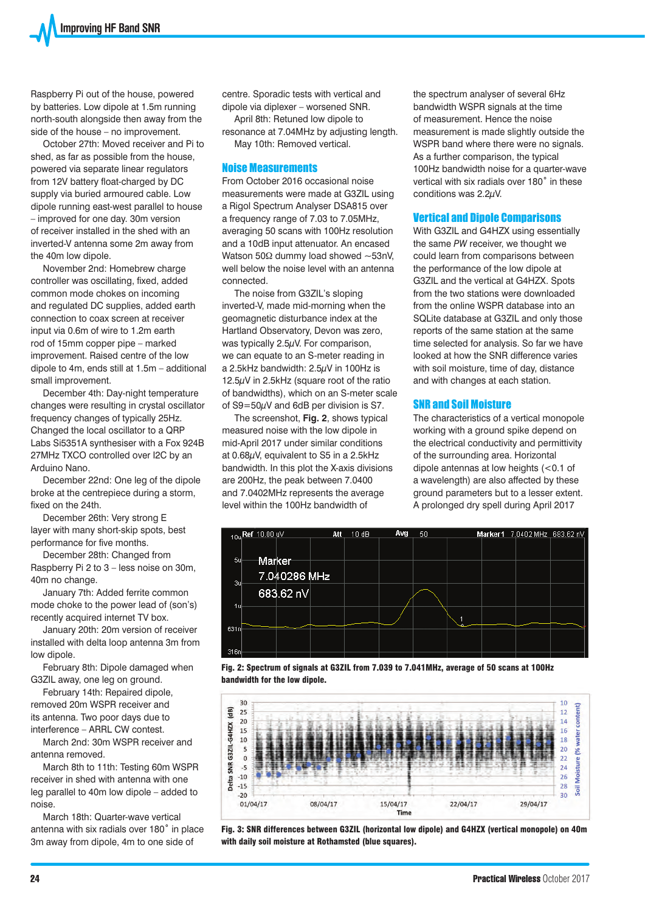Raspberry Pi out of the house, powered by batteries. Low dipole at 1.5m running north-south alongside then away from the side of the house – no improvement.

October 27th: Moved receiver and Pi to shed, as far as possible from the house, powered via separate linear regulators from 12V battery float-charged by DC supply via buried armoured cable. Low dipole running east-west parallel to house – improved for one day. 30m version of receiver installed in the shed with an inverted-V antenna some 2m away from the 40m low dipole.

November 2nd: Homebrew charge controller was oscillating, fixed, added common mode chokes on incoming and regulated DC supplies, added earth connection to coax screen at receiver input via 0.6m of wire to 1.2m earth rod of 15mm copper pipe – marked improvement. Raised centre of the low dipole to 4m, ends still at 1.5m – additional small improvement.

December 4th: Day-night temperature changes were resulting in crystal oscillator frequency changes of typically 25Hz. Changed the local oscillator to a QRP Labs Si5351A synthesiser with a Fox 924B 27MHz TXCO controlled over I2C by an Arduino Nano.

December 22nd: One leg of the dipole broke at the centrepiece during a storm, fixed on the 24th.

December 26th: Very strong E layer with many short-skip spots, best performance for five months.

December 28th: Changed from Raspberry Pi 2 to 3 – less noise on 30m, 40m no change.

January 7th: Added ferrite common mode choke to the power lead of (son's) recently acquired internet TV box.

January 20th: 20m version of receiver installed with delta loop antenna 3m from low dipole.

February 8th: Dipole damaged when G3ZIL away, one leg on ground.

February 14th: Repaired dipole, removed 20m WSPR receiver and its antenna. Two poor days due to interference – ARRL CW contest.

March 2nd: 30m WSPR receiver and antenna removed.

March 8th to 11th: Testing 60m WSPR receiver in shed with antenna with one leg parallel to 40m low dipole – added to noise.

March 18th: Quarter-wave vertical antenna with six radials over 180° in place 3m away from dipole, 4m to one side of centre. Sporadic tests with vertical and dipole via diplexer – worsened SNR.

April 8th: Retuned low dipole to resonance at 7.04MHz by adjusting length.

May 10th: Removed vertical.

## Noise Measurements

From October 2016 occasional noise measurements were made at G3ZIL using a Rigol Spectrum Analyser DSA815 over a frequency range of 7.03 to 7.05MHz, averaging 50 scans with 100Hz resolution and a 10dB input attenuator. An encased Watson 50Ω dummy load showed ~53nV, well below the noise level with an antenna connected.

The noise from G3ZIL's sloping inverted-V, made mid-morning when the geomagnetic disturbance index at the Hartland Observatory, Devon was zero, was typically 2.5μV. For comparison, we can equate to an S-meter reading in a 2.5kHz bandwidth: 2.5μV in 100Hz is 12.5μV in 2.5kHz (square root of the ratio of bandwidths), which on an S-meter scale of S9=50μV and 6dB per division is S7.

The screenshot, **Fig. 2**, shows typical measured noise with the low dipole in mid-April 2017 under similar conditions at 0.68μV, equivalent to S5 in a 2.5kHz bandwidth. In this plot the X-axis divisions are 200Hz, the peak between 7.0400 and 7.0402MHz represents the average level within the 100Hz bandwidth of the spectrum analyser of several 6Hz bandwidth WSPR signals at the time of measurement. Hence the noise measurement is made slightly outside the WSPR band where there were no signals. As a further comparison, the typical 100Hz bandwidth noise for a quarter-wave vertical with six radials over 180° in these conditions was 2.2μV.

**Fig. 2: Spectrum of signals at G3ZIL from 7.039 to 7.041MHz, average of 50 scans at 100Hz bandwidth for the low dipole.**

## Vertical and Dipole Comparisons

With G3ZIL and G4HZX using essentially the same *PW* receiver, we thought we could learn from comparisons between the performance of the low dipole at G3ZIL and the vertical at G4HZX. Spots from the two stations were downloaded from the online WSPR database into an SQLite database at G3ZIL and only those reports of the same station at the same time selected for analysis. So far we have looked at how the SNR difference varies with soil moisture, time of day, distance and with changes at each station.

## SNR and Soil Moisture

The characteristics of a vertical monopole working with a ground spike depend on the electrical conductivity and permittivity of the surrounding area. Horizontal dipole antennas at low heights (<0.1 of a wavelength) are also affected by these ground parameters but to a lesser extent. A prolonged dry spell during April 2017

**Fig. 3: SNR differences between G3ZIL (horizontal low dipole) and G4HZX (vertical monopole) on 40m with daily soil moisture at Rothamsted (blue squares).**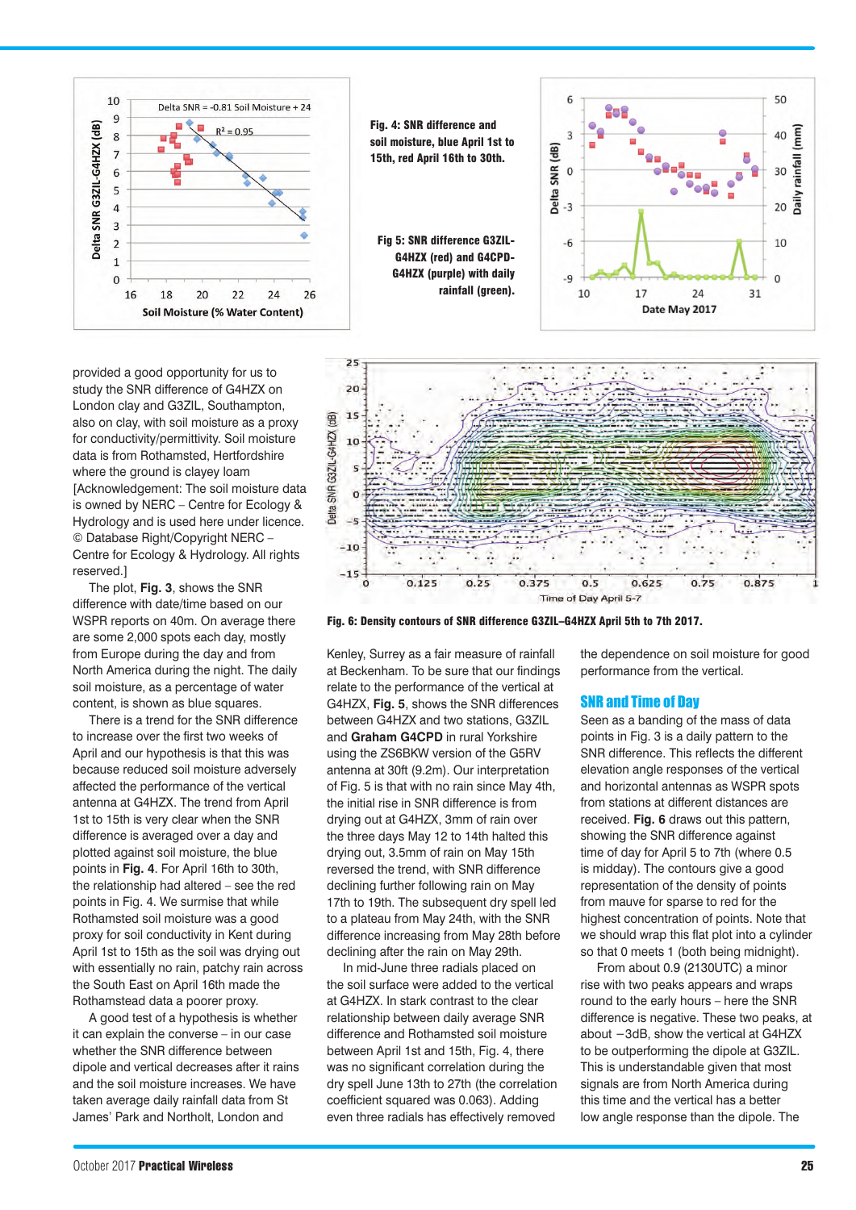Fig. 4: SNR difference and soil moisture, blue April 1st to 15th, red April 16th to 30th.

Fig 5: SNR difference G3ZIL-G4HZX (red) and G4CPD-G4HZX (purple) with daily rainfall (green).

provided a good opportunity for us to study the SNR difference of G4HZX on London clay and G3ZIL, Southampton, also on clay, with soil moisture as a proxy for conductivity/permittivity. Soil moisture data is from Rothamsted, Hertfordshire where the ground is clayey loam [Acknowledgement: The soil moisture data is owned by NERC – Centre for Ecology & Hydrology and is used here under licence. © Database Right/Copyright NERC – Centre for Ecology & Hydrology. All rights reserved.]

The plot, **Fig. 3**, shows the SNR difference with date/time based on our WSPR reports on 40m. On average there are some 2,000 spots each day, mostly from Europe during the day and from North America during the night. The daily soil moisture, as a percentage of water content, is shown as blue squares.

There is a trend for the SNR difference to increase over the first two weeks of April and our hypothesis is that this was because reduced soil moisture adversely affected the performance of the vertical antenna at G4HZX. The trend from April 1st to 15th is very clear when the SNR difference is averaged over a day and plotted against soil moisture, the blue points in **Fig. 4**. For April 16th to 30th, the relationship had altered – see the red points in Fig. 4. We surmise that while Rothamsted soil moisture was a good proxy for soil conductivity in Kent during April 1st to 15th as the soil was drying out with essentially no rain, patchy rain across the South East on April 16th made the Rothamstead data a poorer proxy.

A good test of a hypothesis is whether it can explain the converse – in our case whether the SNR difference between dipole and vertical decreases after it rains and the soil moisture increases. We have taken average daily rainfall data from St James' Park and Northolt, London and Kenley, Surrey as a fair measure of rainfall at Beckenham. To be sure that our findings relate to the performance of the vertical at G4HZX, **Fig. 5**, shows the SNR differences between G4HZX and two stations, G3ZIL and **Graham G4CPD** in rural Yorkshire using the ZS6BKW version of the G5RV antenna at 30ft (9.2m). Our interpretation of Fig. 5 is that with no rain since May 4th, the initial rise in SNR difference is from drying out at G4HZX, 3mm of rain over the three days May 12 to 14th halted this drying out, 3.5mm of rain on May 15th reversed the trend, with SNR difference declining further following rain on May 17th to 19th. The subsequent dry spell led to a plateau from May 24th, with the SNR difference increasing from May 28th before declining after the rain on May 29th.

In mid-June three radials placed on the soil surface were added to the vertical at G4HZX. In stark contrast to the clear relationship between daily average SNR difference and Rothamsted soil moisture between April 1st and 15th, Fig. 4, there was no significant correlation during the dry spell June 13th to 27th (the correlation coefficient squared was 0.063). Adding even three radials has effectively removed the dependence on soil moisture for good performance from the vertical.

Fig. 6: Density contours of SNR difference G3ZIL–G4HZX April 5th to 7th 2017.

## SNR and Time of Day

Seen as a banding of the mass of data points in Fig. 3 is a daily pattern to the SNR difference. This reflects the different elevation angle responses of the vertical and horizontal antennas as WSPR spots from stations at different distances are received. **Fig. 6** draws out this pattern, showing the SNR difference against time of day for April 5 to 7th (where 0.5 is midday). The contours give a good representation of the density of points from mauve for sparse to red for the highest concentration of points. Note that we should wrap this flat plot into a cylinder so that 0 meets 1 (both being midnight).

From about 0.9 (2130UTC) a minor rise with two peaks appears and wraps round to the early hours – here the SNR difference is negative. These two peaks, at about −3dB, show the vertical at G4HZX to be outperforming the dipole at G3ZIL. This is understandable given that most signals are from North America during this time and the vertical has a better low angle response than the dipole. The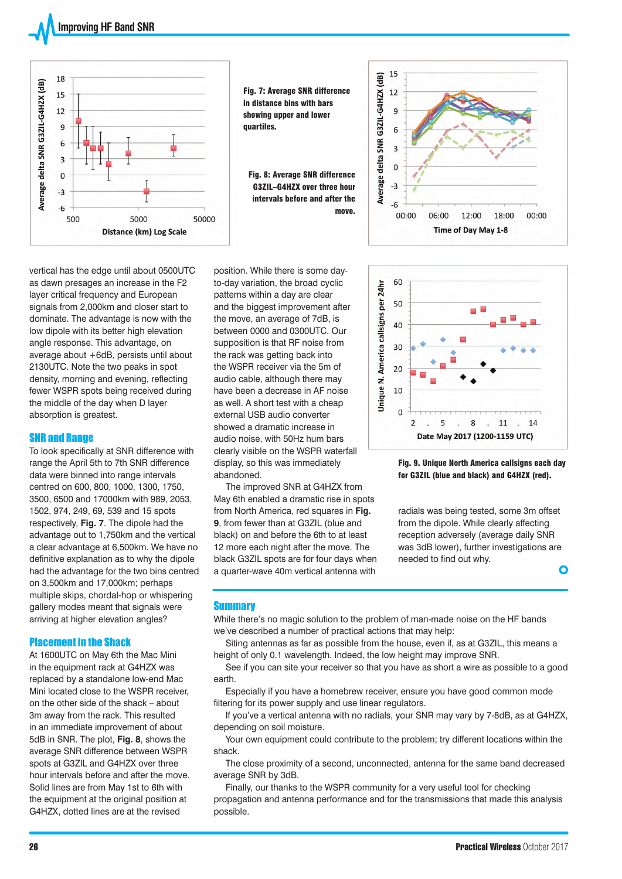18
15
12
9
6
3
0
-3
-6
500
5000
50000
Average delta SNR G3ZIL-G4HZX (dB)
Distance (km) Log Scale

**Fig. 7: Average SNR difference in distance bins with bars showing upper and lower quartiles.**

**Fig. 8: Average SNR difference G3ZIL–G4HZX over three hour intervals before and after the move.**

15
12
9
6
3
0
-3
-6
00:00
06:00
12:00
18:00
00:00
Average delta SNR G3ZIL-G4HZX (dB)
Time of Day May 1-8

vertical has the edge until about 0500UTC as dawn presages an increase in the F2 layer critical frequency and European signals from 2,000km and closer start to dominate. The advantage is now with the low dipole with its better high elevation angle response. This advantage, on average about +6dB, persists until about 2130UTC. Note the two peaks in spot density, morning and evening, reflecting fewer WSPR spots being received during the middle of the day when D layer absorption is greatest.

## SNR and Range

To look specifically at SNR difference with range the April 5th to 7th SNR difference data were binned into range intervals centred on 600, 800, 1000, 1300, 1750, 3500, 6500 and 17000km with 989, 2053, 1502, 974, 249, 69, 539 and 15 spots respectively, **Fig. 7**. The dipole had the advantage out to 1,750km and the vertical a clear advantage at 6,500km. We have no definitive explanation as to why the dipole had the advantage for the two bins centred on 3,500km and 17,000km; perhaps multiple skips, chordal-hop or whispering gallery modes meant that signals were arriving at higher elevation angles?

## Placement in the Shack

At 1600UTC on May 6th the Mac Mini in the equipment rack at G4HZX was replaced by a standalone low-end Mac Mini located close to the WSPR receiver, on the other side of the shack – about 3m away from the rack. This resulted in an immediate improvement of about 5dB in SNR. The plot, **Fig. 8**, shows the average SNR difference between WSPR spots at G3ZIL and G4HZX over three hour intervals before and after the move. Solid lines are from May 1st to 6th with the equipment at the original position at G4HZX, dotted lines are at the revised position. While there is some day-to-day variation, the broad cyclic patterns within a day are clear and the biggest improvement after the move, an average of 7dB, is between 0000 and 0300UTC. Our supposition is that RF noise from the rack was getting back into the WSPR receiver via the 5m of audio cable, although there may have been a decrease in AF noise as well. A short test with a cheap external USB audio converter showed a dramatic increase in audio noise, with 50Hz hum bars clearly visible on the WSPR waterfall display, so this was immediately abandoned.

The improved SNR at G4HZX from May 6th enabled a dramatic rise in spots from North America, red squares in **Fig. 9**, from fewer than at G3ZIL (blue and black) on and before the 6th to at least 12 more each night after the move. The black G3ZIL spots are for four days when a quarter-wave 40m vertical antenna with radials was being tested, some 3m offset from the dipole. While clearly affecting reception adversely (average daily SNR was 3dB lower), further investigations are needed to find out why.

60
50
40
30
20
10
0
2
5
8
11
14
Unique N. America callsigns per 24hr
Date May 2017 (1200-1159 UTC)

**Fig. 9. Unique North America callsigns each day for G3ZIL (blue and black) and G4HZX (red).**

## Summary

While there's no magic solution to the problem of man-made noise on the HF bands we've described a number of practical actions that may help:

Siting antennas as far as possible from the house, even if, as at G3ZIL, this means a height of only 0.1 wavelength. Indeed, the low height may improve SNR.

See if you can site your receiver so that you have as short a wire as possible to a good earth.

Especially if you have a homebrew receiver, ensure you have good common mode filtering for its power supply and use linear regulators.

If you've a vertical antenna with no radials, your SNR may vary by 7-8dB, as at G4HZX, depending on soil moisture.

Your own equipment could contribute to the problem; try different locations within the shack.

The close proximity of a second, unconnected, antenna for the same band decreased average SNR by 3dB.

Finally, our thanks to the WSPR community for a very useful tool for checking propagation and antenna performance and for the transmissions that made this analysis possible.